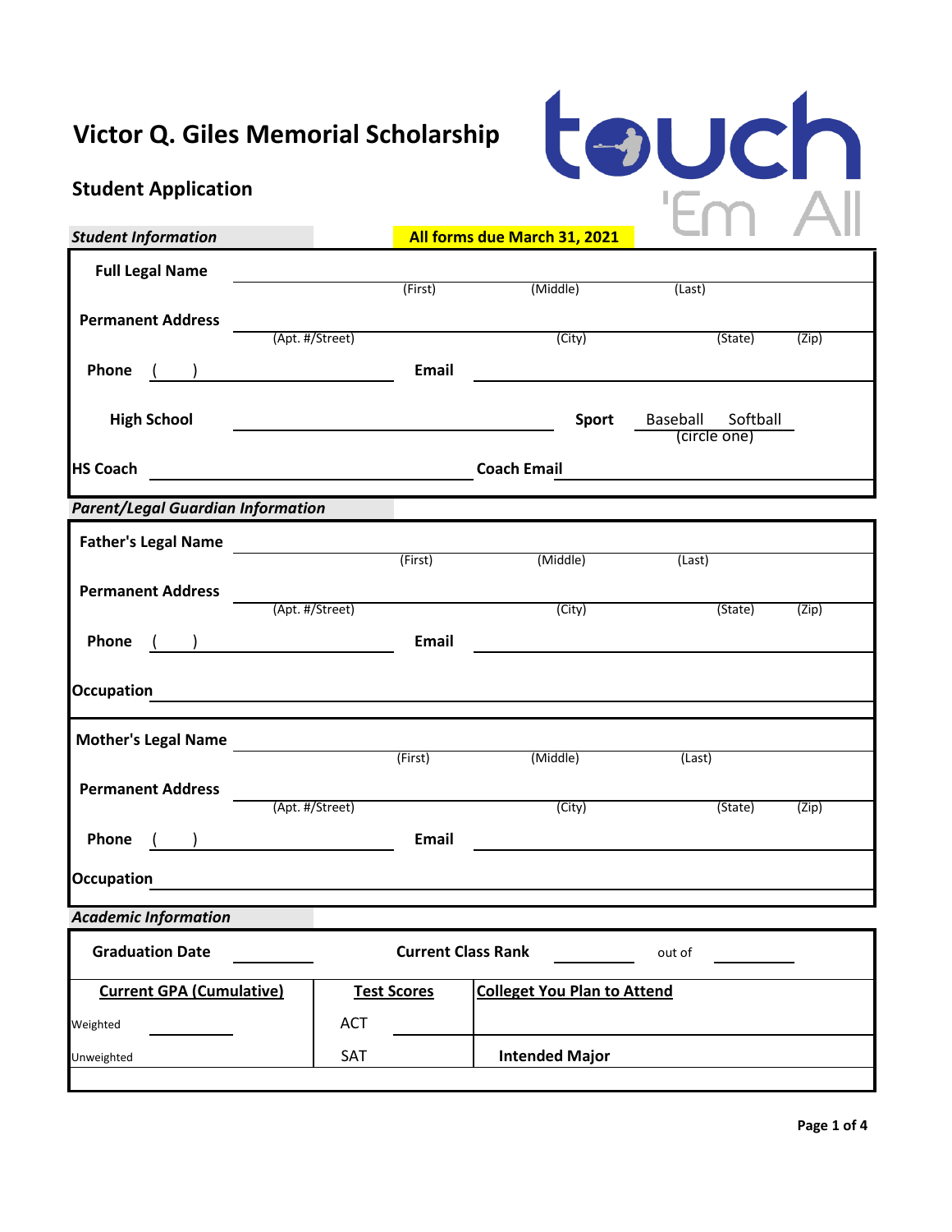# Victor Q. Giles Memorial Scholarship

touch 'Em All

## Student Application

***Student Information*** **All forms due March 31, 2021**

**Full Legal Name** ______________________________________________
(First) (Middle) (Last)

**Permanent Address** ______________________________________________
(Apt. #/Street) (City) (State) (Zip)

**Phone** (    ) ____________________ **Email** ____________________

**High School** ____________________ **Sport** Baseball Softball
(circle one)

**HS Coach** ____________________ **Coach Email** ____________________

***Parent/Legal Guardian Information***

**Father's Legal Name** ______________________________________________
(First) (Middle) (Last)

**Permanent Address** ______________________________________________
(Apt. #/Street) (City) (State) (Zip)

**Phone** (    ) ____________________ **Email** ____________________

**Occupation** ______________________________________________

**Mother's Legal Name** ______________________________________________
(First) (Middle) (Last)

**Permanent Address** ______________________________________________
(Apt. #/Street) (City) (State) (Zip)

**Phone** (    ) ____________________ **Email** ____________________

**Occupation** ______________________________________________

***Academic Information***

**Graduation Date** __________ **Current Class Rank** __________ out of __________

| **Current GPA (Cumulative)** | **Test Scores** | **Colleget You Plan to Attend** |
|---|---|---|
| Weighted __________ | ACT __________ | |
| Unweighted __________ | SAT __________ | **Intended Major** |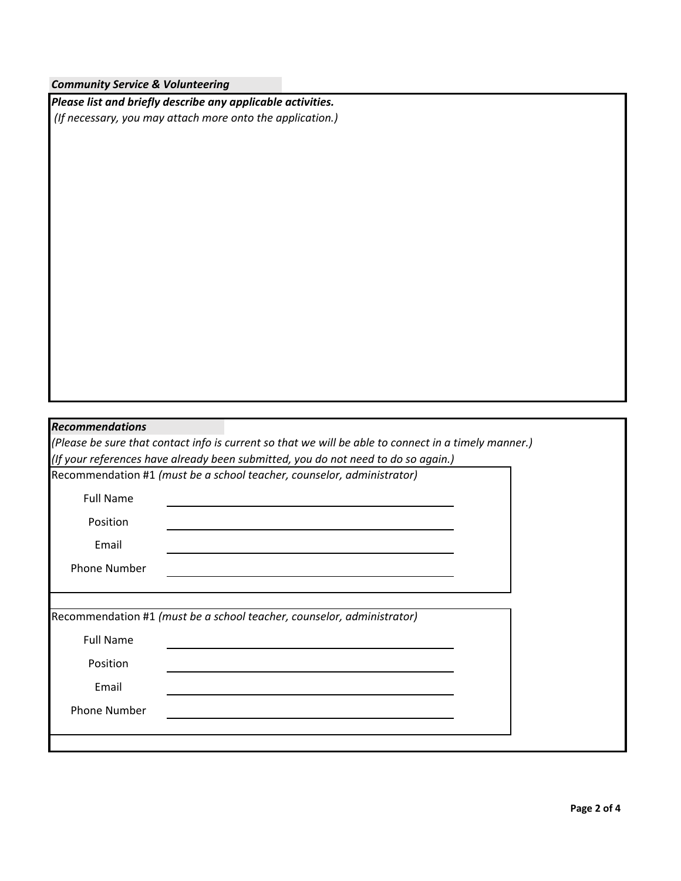***Community Service & Volunteering***

***Please list and briefly describe any applicable activities.***

*(If necessary, you may attach more onto the application.)*

***Recommendations***

*(Please be sure that contact info is current so that we will be able to connect in a timely manner.)*

*(If your references have already been submitted, you do not need to do so again.)*

Recommendation #1 *(must be a school teacher, counselor, administrator)*

Full Name \_\_\_\_\_\_\_\_\_\_\_\_\_\_\_\_\_\_\_\_\_\_\_\_\_\_\_\_\_\_

Position \_\_\_\_\_\_\_\_\_\_\_\_\_\_\_\_\_\_\_\_\_\_\_\_\_\_\_\_\_\_

Email \_\_\_\_\_\_\_\_\_\_\_\_\_\_\_\_\_\_\_\_\_\_\_\_\_\_\_\_\_\_

Phone Number \_\_\_\_\_\_\_\_\_\_\_\_\_\_\_\_\_\_\_\_\_\_\_\_\_\_\_\_\_\_

Recommendation #1 *(must be a school teacher, counselor, administrator)*

Full Name \_\_\_\_\_\_\_\_\_\_\_\_\_\_\_\_\_\_\_\_\_\_\_\_\_\_\_\_\_\_

Position \_\_\_\_\_\_\_\_\_\_\_\_\_\_\_\_\_\_\_\_\_\_\_\_\_\_\_\_\_\_

Email \_\_\_\_\_\_\_\_\_\_\_\_\_\_\_\_\_\_\_\_\_\_\_\_\_\_\_\_\_\_

Phone Number \_\_\_\_\_\_\_\_\_\_\_\_\_\_\_\_\_\_\_\_\_\_\_\_\_\_\_\_\_\_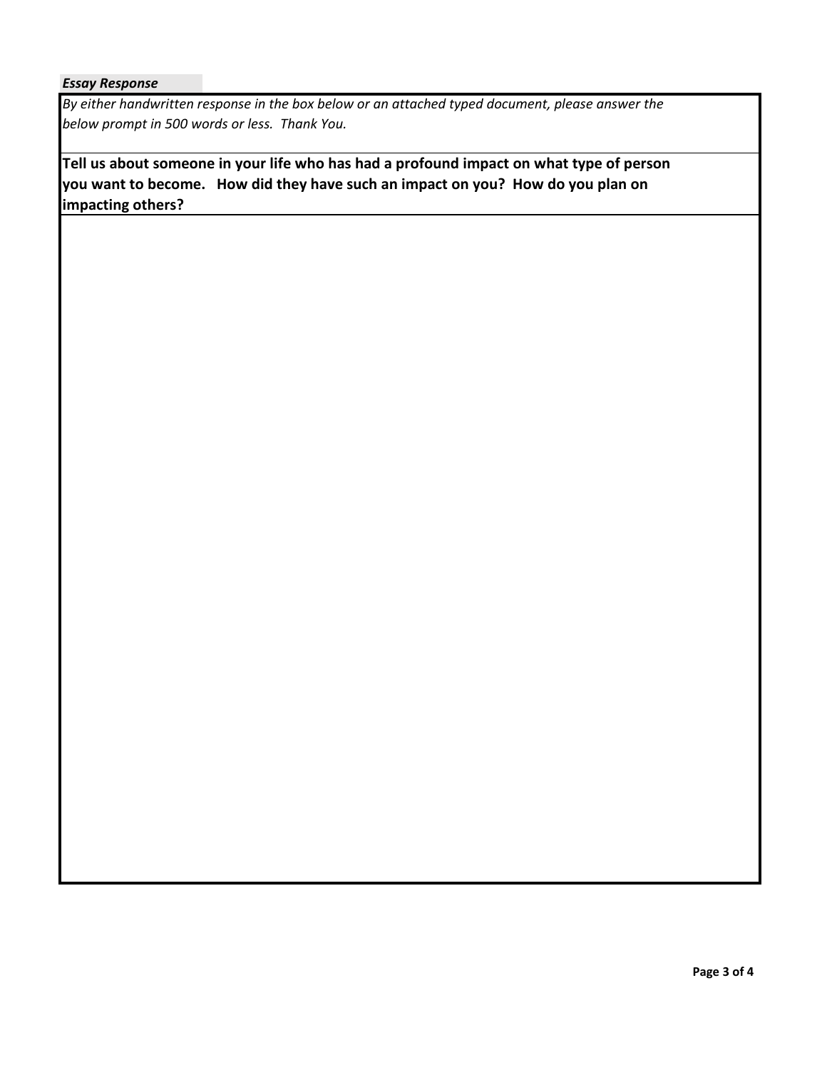***Essay Response***

*By either handwritten response in the box below or an attached typed document, please answer the below prompt in 500 words or less. Thank You.*

**Tell us about someone in your life who has had a profound impact on what type of person you want to become. How did they have such an impact on you? How do you plan on impacting others?**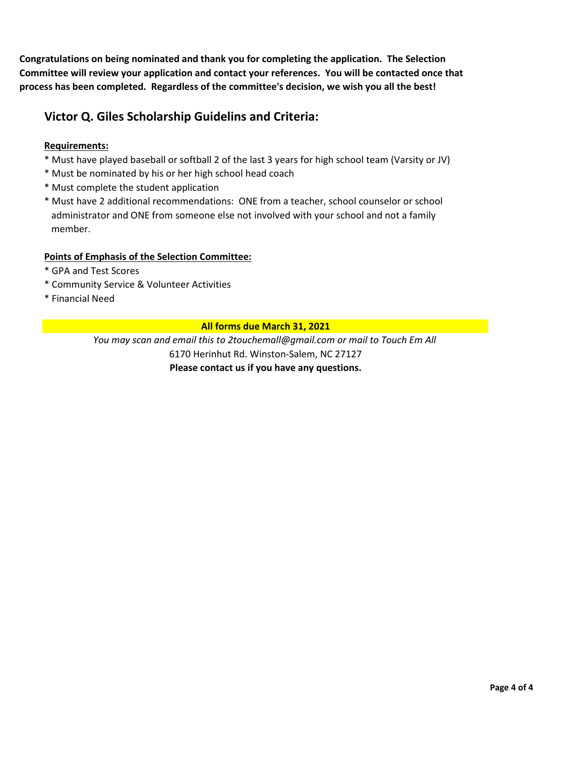**Congratulations on being nominated and thank you for completing the application. The Selection Committee will review your application and contact your references. You will be contacted once that process has been completed. Regardless of the committee's decision, we wish you all the best!**

## Victor Q. Giles Scholarship Guidelins and Criteria:

**Requirements:**

* Must have played baseball or softball 2 of the last 3 years for high school team (Varsity or JV)
* Must be nominated by his or her high school head coach
* Must complete the student application
* Must have 2 additional recommendations: ONE from a teacher, school counselor or school administrator and ONE from someone else not involved with your school and not a family member.

**Points of Emphasis of the Selection Committee:**

* GPA and Test Scores
* Community Service & Volunteer Activities
* Financial Need

**All forms due March 31, 2021**

*You may scan and email this to 2touchemall@gmail.com or mail to Touch Em All*
6170 Herinhut Rd. Winston-Salem, NC 27127
**Please contact us if you have any questions.**